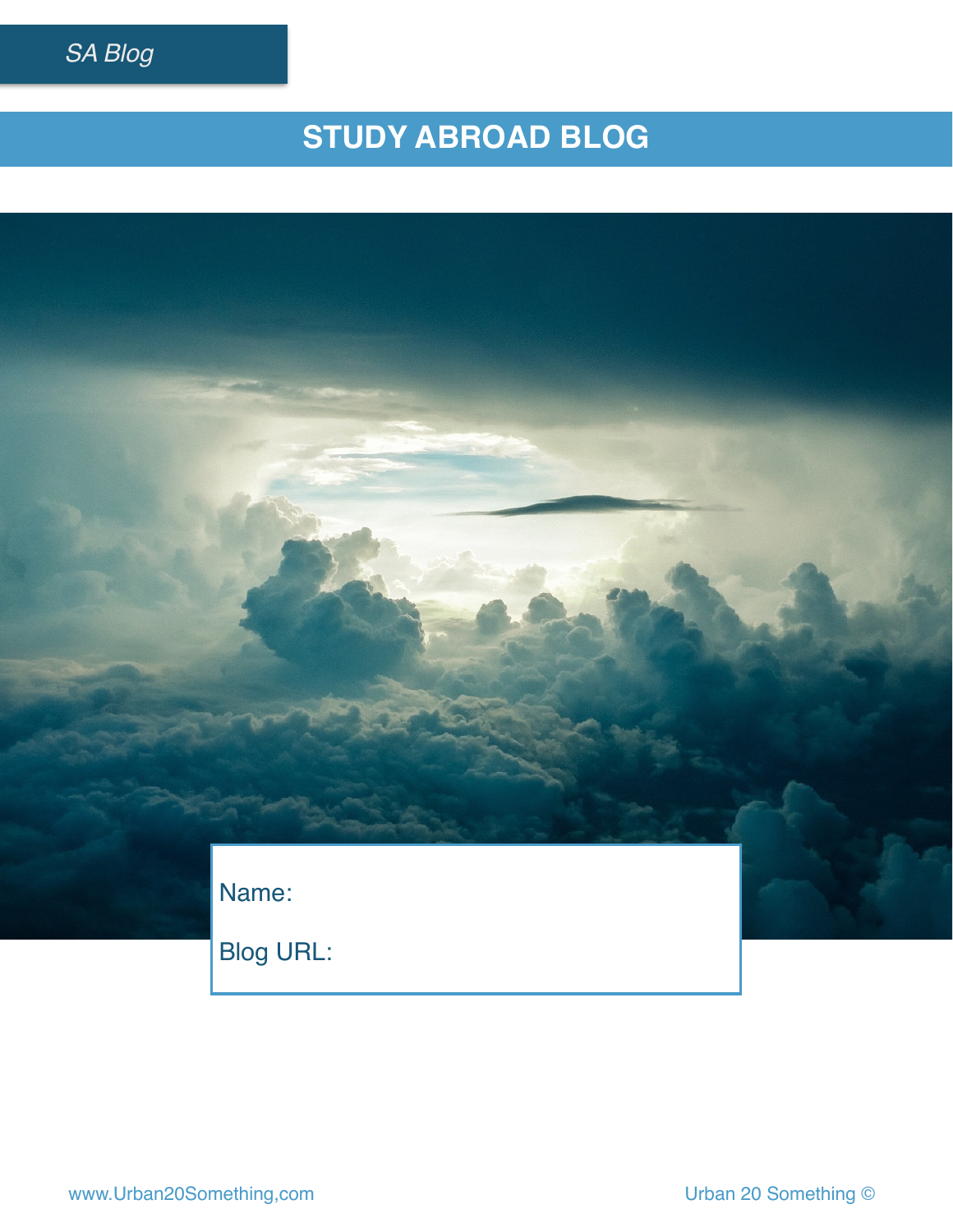*SA Blog*

# STUDY ABROAD BLOG

Name:

Blog URL:

www.Urban20Something,com

Urban 20 Something ©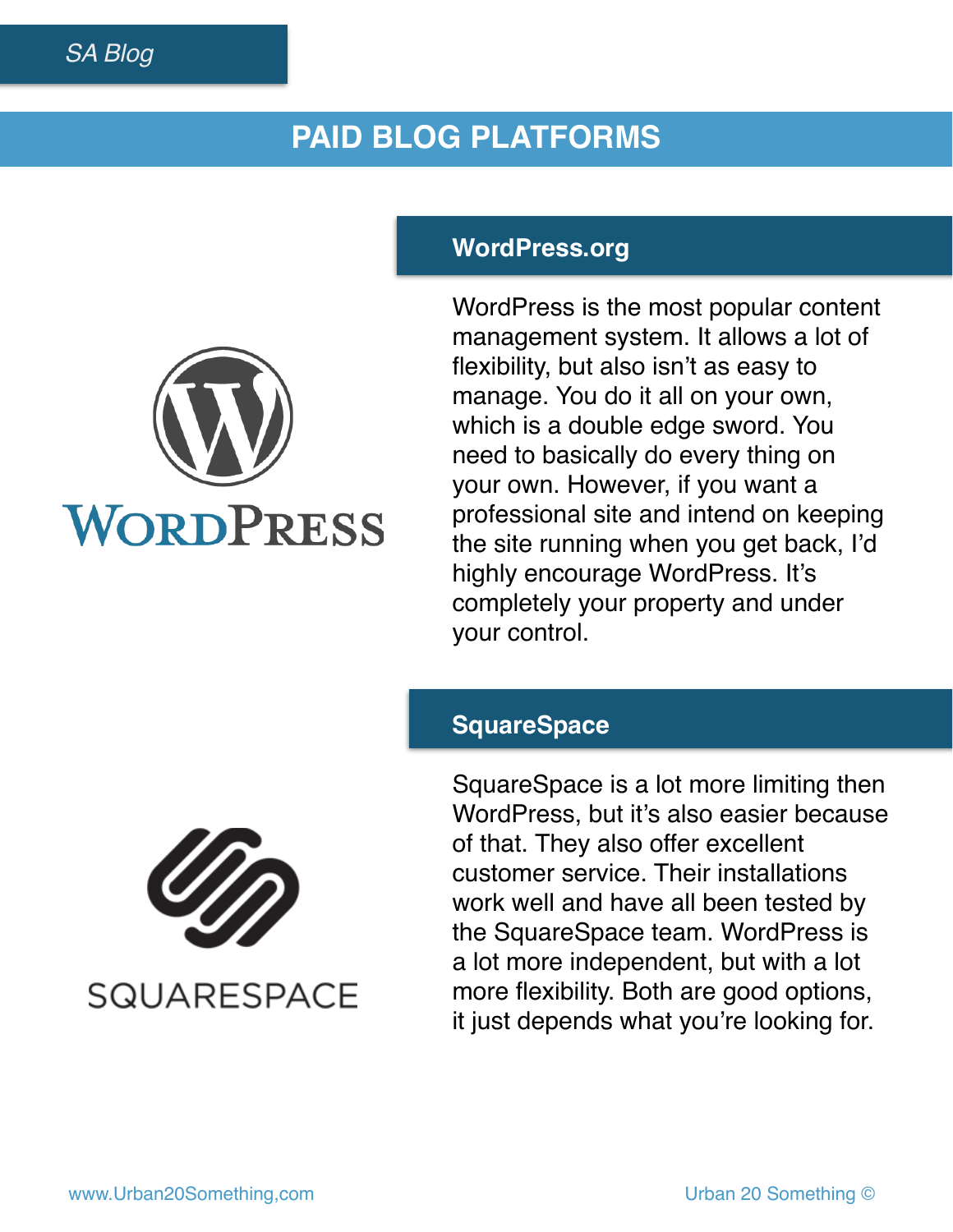# PAID BLOG PLATFORMS

## WordPress.org

WordPress is the most popular content management system. It allows a lot of flexibility, but also isn't as easy to manage. You do it all on your own, which is a double edge sword. You need to basically do every thing on your own. However, if you want a professional site and intend on keeping the site running when you get back, I'd highly encourage WordPress. It's completely your property and under your control.

## SquareSpace

SquareSpace is a lot more limiting then WordPress, but it's also easier because of that. They also offer excellent customer service. Their installations work well and have all been tested by the SquareSpace team. WordPress is a lot more independent, but with a lot more flexibility. Both are good options, it just depends what you're looking for.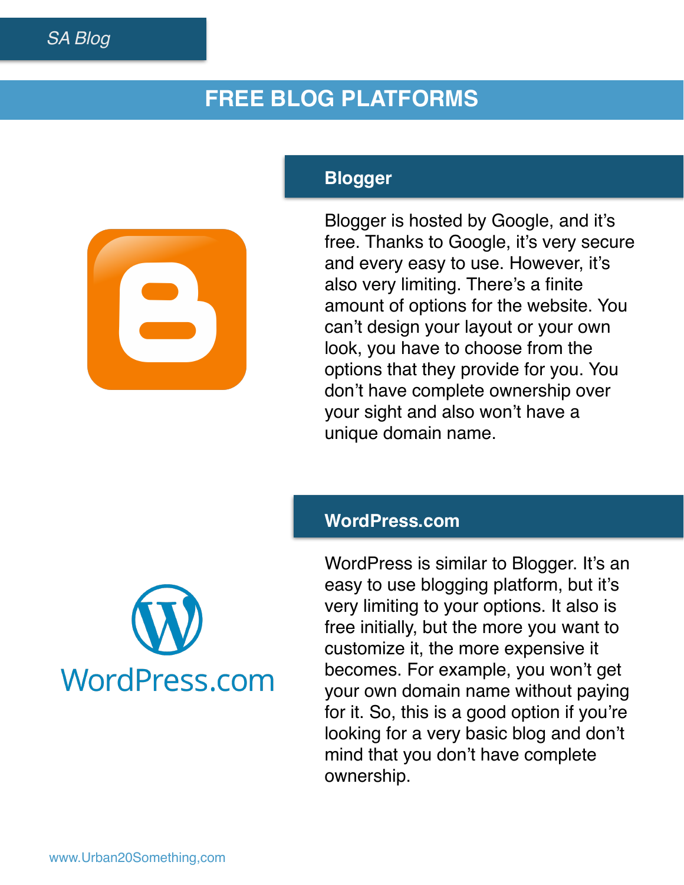# FREE BLOG PLATFORMS

## Blogger

Blogger is hosted by Google, and it's free. Thanks to Google, it's very secure and every easy to use. However, it's also very limiting. There's a finite amount of options for the website. You can't design your layout or your own look, you have to choose from the options that they provide for you. You don't have complete ownership over your sight and also won't have a unique domain name.

## WordPress.com

WordPress is similar to Blogger. It's an easy to use blogging platform, but it's very limiting to your options. It also is free initially, but the more you want to customize it, the more expensive it becomes. For example, you won't get your own domain name without paying for it. So, this is a good option if you're looking for a very basic blog and don't mind that you don't have complete ownership.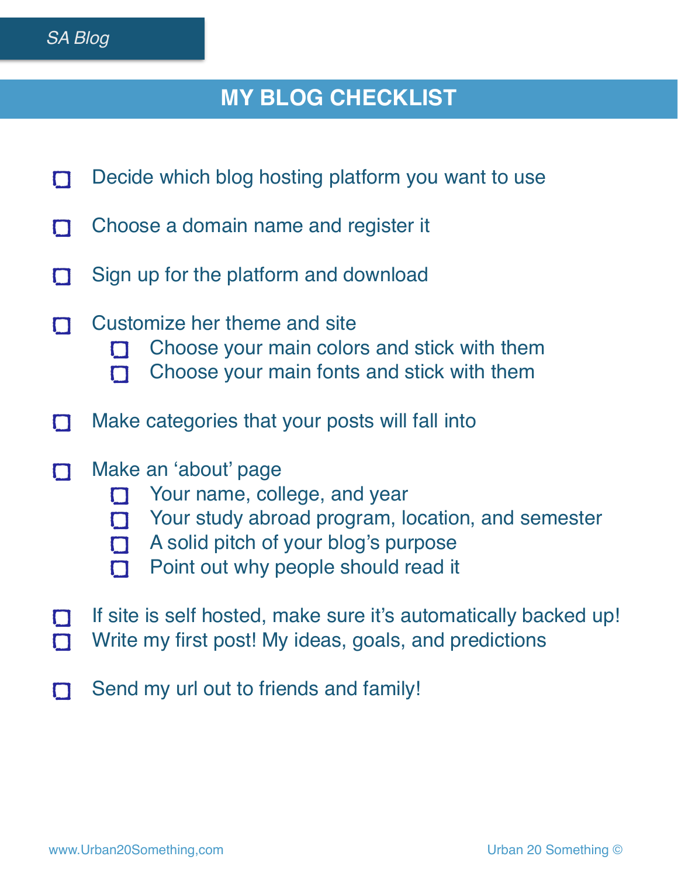SA Blog

# MY BLOG CHECKLIST

- [ ] Decide which blog hosting platform you want to use
- [ ] Choose a domain name and register it
- [ ] Sign up for the platform and download
- [ ] Customize her theme and site
  - [ ] Choose your main colors and stick with them
  - [ ] Choose your main fonts and stick with them
- [ ] Make categories that your posts will fall into
- [ ] Make an ‘about’ page
  - [ ] Your name, college, and year
  - [ ] Your study abroad program, location, and semester
  - [ ] A solid pitch of your blog’s purpose
  - [ ] Point out why people should read it
- [ ] If site is self hosted, make sure it’s automatically backed up!
- [ ] Write my first post! My ideas, goals, and predictions
- [ ] Send my url out to friends and family!

www.Urban20Something,com

Urban 20 Something ©